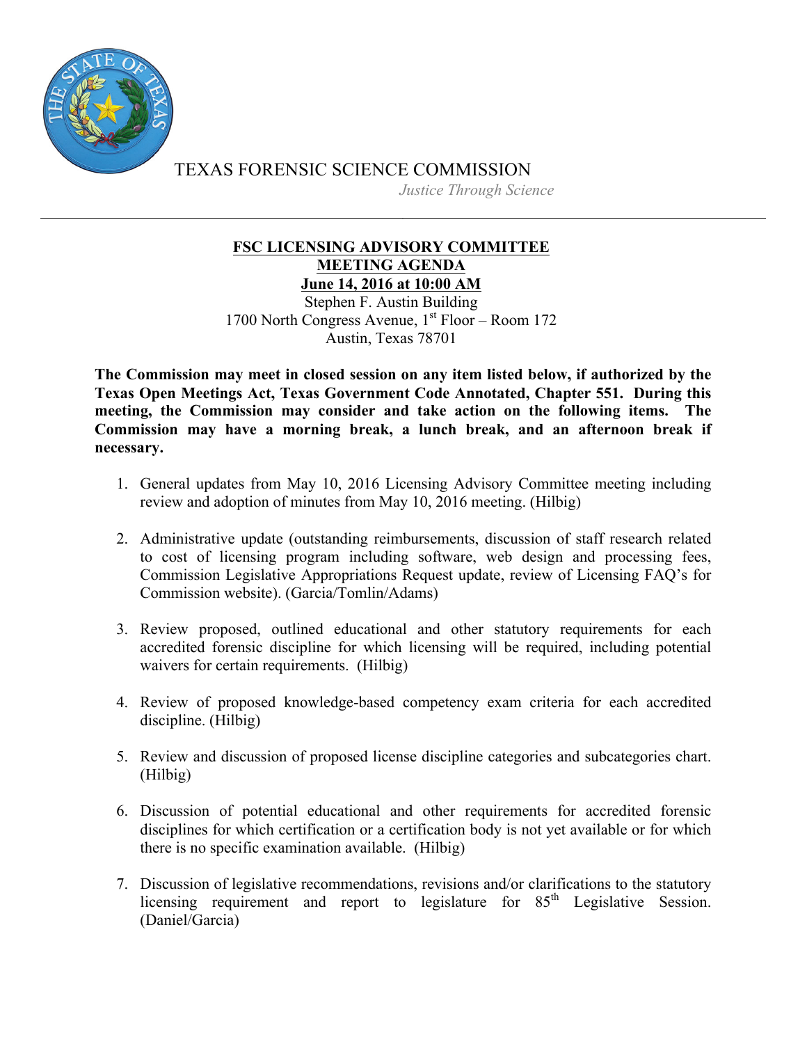TEXAS FORENSIC SCIENCE COMMISSION

*Justice Through Science*

---

**FSC LICENSING ADVISORY COMMITTEE**
**MEETING AGENDA**
**June 14, 2016 at 10:00 AM**

Stephen F. Austin Building
1700 North Congress Avenue, 1st Floor – Room 172
Austin, Texas 78701

**The Commission may meet in closed session on any item listed below, if authorized by the Texas Open Meetings Act, Texas Government Code Annotated, Chapter 551. During this meeting, the Commission may consider and take action on the following items. The Commission may have a morning break, a lunch break, and an afternoon break if necessary.**

1. General updates from May 10, 2016 Licensing Advisory Committee meeting including review and adoption of minutes from May 10, 2016 meeting. (Hilbig)

2. Administrative update (outstanding reimbursements, discussion of staff research related to cost of licensing program including software, web design and processing fees, Commission Legislative Appropriations Request update, review of Licensing FAQ's for Commission website). (Garcia/Tomlin/Adams)

3. Review proposed, outlined educational and other statutory requirements for each accredited forensic discipline for which licensing will be required, including potential waivers for certain requirements. (Hilbig)

4. Review of proposed knowledge-based competency exam criteria for each accredited discipline. (Hilbig)

5. Review and discussion of proposed license discipline categories and subcategories chart. (Hilbig)

6. Discussion of potential educational and other requirements for accredited forensic disciplines for which certification or a certification body is not yet available or for which there is no specific examination available. (Hilbig)

7. Discussion of legislative recommendations, revisions and/or clarifications to the statutory licensing requirement and report to legislature for 85th Legislative Session. (Daniel/Garcia)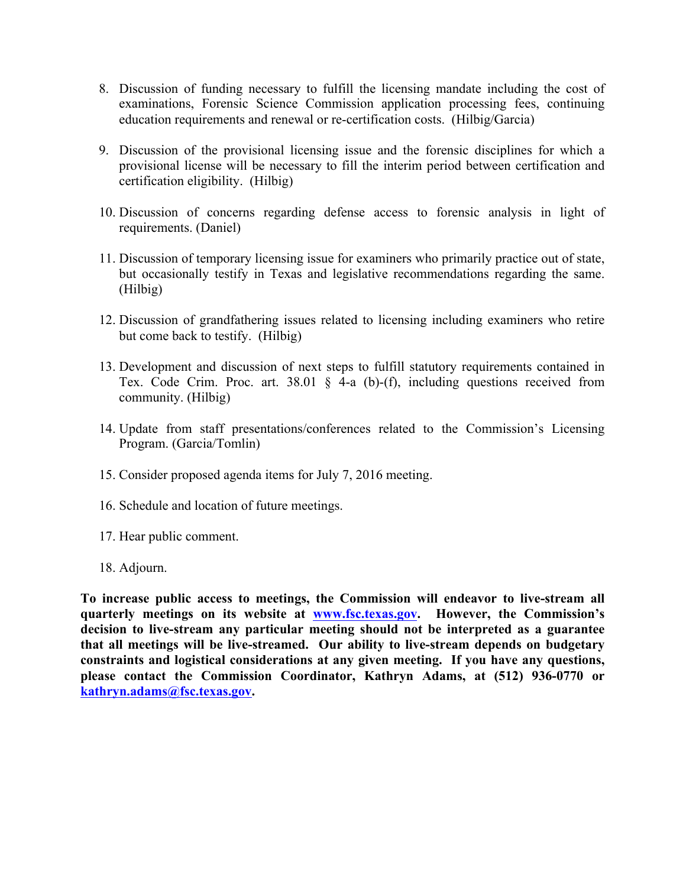8. Discussion of funding necessary to fulfill the licensing mandate including the cost of examinations, Forensic Science Commission application processing fees, continuing education requirements and renewal or re-certification costs. (Hilbig/Garcia)

9. Discussion of the provisional licensing issue and the forensic disciplines for which a provisional license will be necessary to fill the interim period between certification and certification eligibility. (Hilbig)

10. Discussion of concerns regarding defense access to forensic analysis in light of requirements. (Daniel)

11. Discussion of temporary licensing issue for examiners who primarily practice out of state, but occasionally testify in Texas and legislative recommendations regarding the same. (Hilbig)

12. Discussion of grandfathering issues related to licensing including examiners who retire but come back to testify. (Hilbig)

13. Development and discussion of next steps to fulfill statutory requirements contained in Tex. Code Crim. Proc. art. 38.01 § 4-a (b)-(f), including questions received from community. (Hilbig)

14. Update from staff presentations/conferences related to the Commission's Licensing Program. (Garcia/Tomlin)

15. Consider proposed agenda items for July 7, 2016 meeting.

16. Schedule and location of future meetings.

17. Hear public comment.

18. Adjourn.

**To increase public access to meetings, the Commission will endeavor to live-stream all quarterly meetings on its website at [www.fsc.texas.gov](http://www.fsc.texas.gov). However, the Commission's decision to live-stream any particular meeting should not be interpreted as a guarantee that all meetings will be live-streamed. Our ability to live-stream depends on budgetary constraints and logistical considerations at any given meeting. If you have any questions, please contact the Commission Coordinator, Kathryn Adams, at (512) 936-0770 or [kathryn.adams@fsc.texas.gov](mailto:kathryn.adams@fsc.texas.gov).**